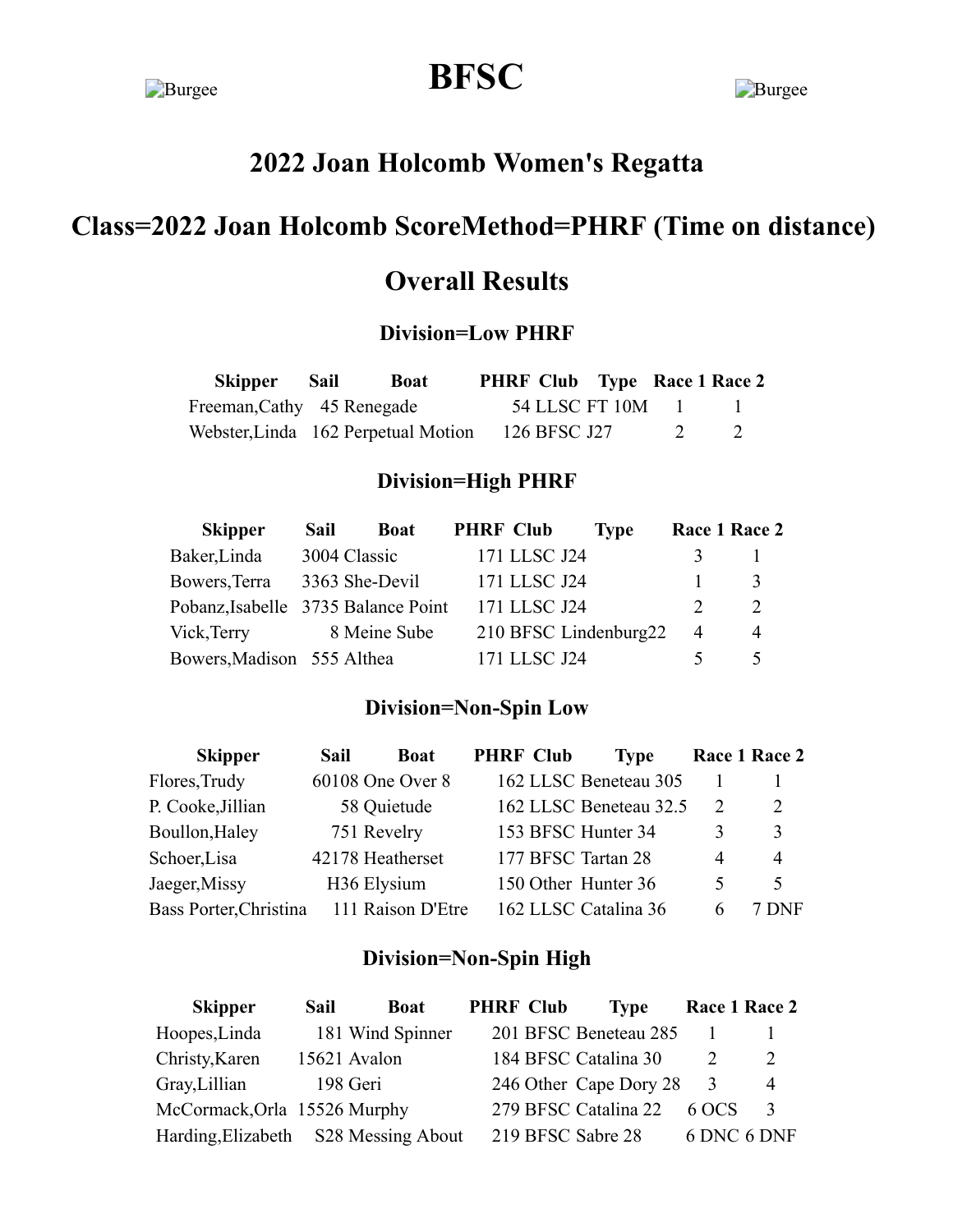# BFSC

## 2022 Joan Holcomb Women's Regatta

## Class=2022 Joan Holcomb ScoreMethod=PHRF (Time on distance)

## Overall Results

### Division=Low PHRF

| Skipper | Sail | Boat | PHRF | Club | Type | Race 1 | Race 2 |
|---|---|---|---|---|---|---|---|
| Freeman,Cathy | 45 | Renegade | 54 | LLSC | FT 10M | 1 | 1 |
| Webster,Linda | 162 | Perpetual Motion | 126 | BFSC | J27 | 2 | 2 |

### Division=High PHRF

| Skipper | Sail | Boat | PHRF | Club | Type | Race 1 | Race 2 |
|---|---|---|---|---|---|---|---|
| Baker,Linda | 3004 | Classic | 171 | LLSC | J24 | 3 | 1 |
| Bowers,Terra | 3363 | She-Devil | 171 | LLSC | J24 | 1 | 3 |
| Pobanz,Isabelle | 3735 | Balance Point | 171 | LLSC | J24 | 2 | 2 |
| Vick,Terry | 8 | Meine Sube | 210 | BFSC | Lindenburg22 | 4 | 4 |
| Bowers,Madison | 555 | Althea | 171 | LLSC | J24 | 5 | 5 |

### Division=Non-Spin Low

| Skipper | Sail | Boat | PHRF | Club | Type | Race 1 | Race 2 |
|---|---|---|---|---|---|---|---|
| Flores,Trudy | 60108 | One Over 8 | 162 | LLSC | Beneteau 305 | 1 | 1 |
| P. Cooke,Jillian | 58 | Quietude | 162 | LLSC | Beneteau 32.5 | 2 | 2 |
| Boullon,Haley | 751 | Revelry | 153 | BFSC | Hunter 34 | 3 | 3 |
| Schoer,Lisa | 42178 | Heatherset | 177 | BFSC | Tartan 28 | 4 | 4 |
| Jaeger,Missy | H36 | Elysium | 150 | Other | Hunter 36 | 5 | 5 |
| Bass Porter,Christina | 111 | Raison D'Etre | 162 | LLSC | Catalina 36 | 6 | 7 DNF |

### Division=Non-Spin High

| Skipper | Sail | Boat | PHRF | Club | Type | Race 1 | Race 2 |
|---|---|---|---|---|---|---|---|
| Hoopes,Linda | 181 | Wind Spinner | 201 | BFSC | Beneteau 285 | 1 | 1 |
| Christy,Karen | 15621 | Avalon | 184 | BFSC | Catalina 30 | 2 | 2 |
| Gray,Lillian | 198 | Geri | 246 | Other | Cape Dory 28 | 3 | 4 |
| McCormack,Orla | 15526 | Murphy | 279 | BFSC | Catalina 22 | 6 OCS | 3 |
| Harding,Elizabeth | S28 | Messing About | 219 | BFSC | Sabre 28 | 6 DNC | 6 DNF |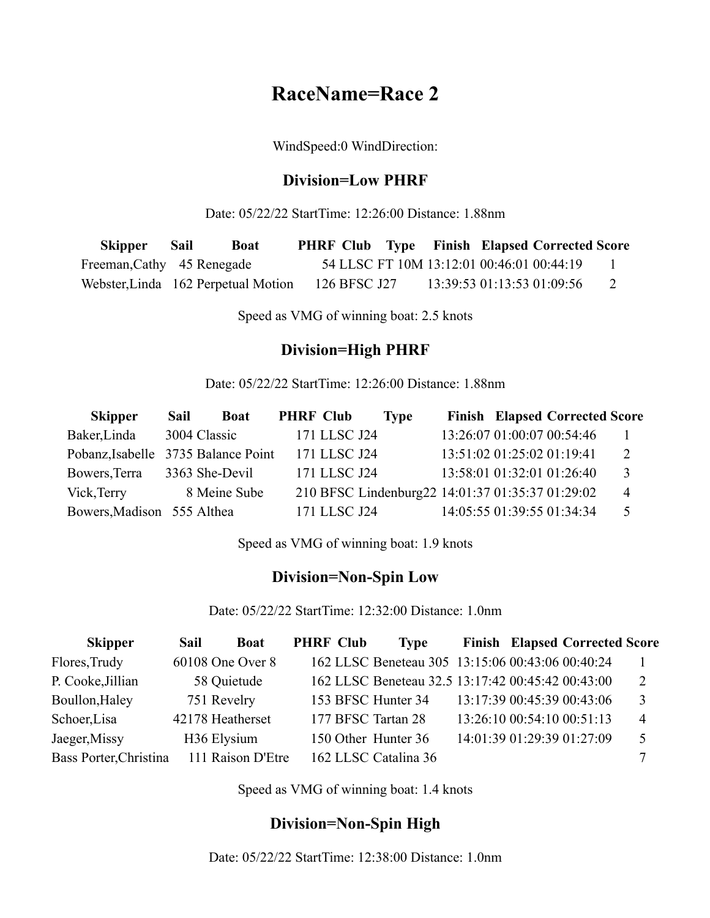# RaceName=Race 2

WindSpeed:0 WindDirection:

### Division=Low PHRF

Date: 05/22/22 StartTime: 12:26:00 Distance: 1.88nm

| Skipper | Sail | Boat | PHRF | Club | Type | Finish | Elapsed | Corrected | Score |
|---|---|---|---|---|---|---|---|---|---|
| Freeman,Cathy | 45 | Renegade | 54 | LLSC | FT 10M | 13:12:01 | 00:46:01 | 00:44:19 | 1 |
| Webster,Linda | 162 | Perpetual Motion | 126 | BFSC | J27 | 13:39:53 | 01:13:53 | 01:09:56 | 2 |

Speed as VMG of winning boat: 2.5 knots

### Division=High PHRF

Date: 05/22/22 StartTime: 12:26:00 Distance: 1.88nm

| Skipper | Sail | Boat | PHRF | Club | Type | Finish | Elapsed | Corrected | Score |
|---|---|---|---|---|---|---|---|---|---|
| Baker,Linda | 3004 | Classic | 171 | LLSC | J24 | 13:26:07 | 01:00:07 | 00:54:46 | 1 |
| Pobanz,Isabelle | 3735 | Balance Point | 171 | LLSC | J24 | 13:51:02 | 01:25:02 | 01:19:41 | 2 |
| Bowers,Terra | 3363 | She-Devil | 171 | LLSC | J24 | 13:58:01 | 01:32:01 | 01:26:40 | 3 |
| Vick,Terry | 8 | Meine Sube | 210 | BFSC | Lindenburg22 | 14:01:37 | 01:35:37 | 01:29:02 | 4 |
| Bowers,Madison | 555 | Althea | 171 | LLSC | J24 | 14:05:55 | 01:39:55 | 01:34:34 | 5 |

Speed as VMG of winning boat: 1.9 knots

### Division=Non-Spin Low

Date: 05/22/22 StartTime: 12:32:00 Distance: 1.0nm

| Skipper | Sail | Boat | PHRF | Club | Type | Finish | Elapsed | Corrected | Score |
|---|---|---|---|---|---|---|---|---|---|
| Flores,Trudy | 60108 | One Over 8 | 162 | LLSC | Beneteau 305 | 13:15:06 | 00:43:06 | 00:40:24 | 1 |
| P. Cooke,Jillian | 58 | Quietude | 162 | LLSC | Beneteau 32.5 | 13:17:42 | 00:45:42 | 00:43:00 | 2 |
| Boullon,Haley | 751 | Revelry | 153 | BFSC | Hunter 34 | 13:17:39 | 00:45:39 | 00:43:06 | 3 |
| Schoer,Lisa | 42178 | Heatherset | 177 | BFSC | Tartan 28 | 13:26:10 | 00:54:10 | 00:51:13 | 4 |
| Jaeger,Missy | H36 | Elysium | 150 | Other | Hunter 36 | 14:01:39 | 01:29:39 | 01:27:09 | 5 |
| Bass Porter,Christina | 111 | Raison D'Etre | 162 | LLSC | Catalina 36 | | | | 7 |

Speed as VMG of winning boat: 1.4 knots

### Division=Non-Spin High

Date: 05/22/22 StartTime: 12:38:00 Distance: 1.0nm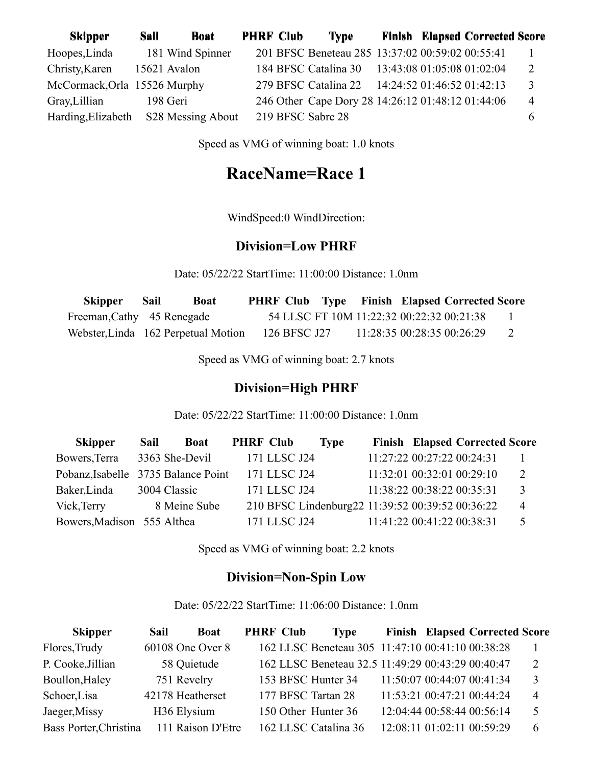| Skipper | Sail | Boat | PHRF | Club | Type | Finish | Elapsed | Corrected | Score |
|---|---|---|---|---|---|---|---|---|---|
| Hoopes,Linda | 181 | Wind Spinner | 201 | BFSC | Beneteau 285 | 13:37:02 | 00:59:02 | 00:55:41 | 1 |
| Christy,Karen | 15621 | Avalon | 184 | BFSC | Catalina 30 | 13:43:08 | 01:05:08 | 01:02:04 | 2 |
| McCormack,Orla | 15526 | Murphy | 279 | BFSC | Catalina 22 | 14:24:52 | 01:46:52 | 01:42:13 | 3 |
| Gray,Lillian | 198 | Geri | 246 | Other | Cape Dory 28 | 14:26:12 | 01:48:12 | 01:44:06 | 4 |
| Harding,Elizabeth | S28 | Messing About | 219 | BFSC | Sabre 28 | | | | 6 |

Speed as VMG of winning boat: 1.0 knots

# RaceName=Race 1

WindSpeed:0 WindDirection:

### Division=Low PHRF

Date: 05/22/22 StartTime: 11:00:00 Distance: 1.0nm

| Skipper | Sail | Boat | PHRF | Club | Type | Finish | Elapsed | Corrected | Score |
|---|---|---|---|---|---|---|---|---|---|
| Freeman,Cathy | 45 | Renegade | 54 | LLSC | FT 10M | 11:22:32 | 00:22:32 | 00:21:38 | 1 |
| Webster,Linda | 162 | Perpetual Motion | 126 | BFSC | J27 | 11:28:35 | 00:28:35 | 00:26:29 | 2 |

Speed as VMG of winning boat: 2.7 knots

### Division=High PHRF

Date: 05/22/22 StartTime: 11:00:00 Distance: 1.0nm

| Skipper | Sail | Boat | PHRF | Club | Type | Finish | Elapsed | Corrected | Score |
|---|---|---|---|---|---|---|---|---|---|
| Bowers,Terra | 3363 | She-Devil | 171 | LLSC | J24 | 11:27:22 | 00:27:22 | 00:24:31 | 1 |
| Pobanz,Isabelle | 3735 | Balance Point | 171 | LLSC | J24 | 11:32:01 | 00:32:01 | 00:29:10 | 2 |
| Baker,Linda | 3004 | Classic | 171 | LLSC | J24 | 11:38:22 | 00:38:22 | 00:35:31 | 3 |
| Vick,Terry | 8 | Meine Sube | 210 | BFSC | Lindenburg22 | 11:39:52 | 00:39:52 | 00:36:22 | 4 |
| Bowers,Madison | 555 | Althea | 171 | LLSC | J24 | 11:41:22 | 00:41:22 | 00:38:31 | 5 |

Speed as VMG of winning boat: 2.2 knots

### Division=Non-Spin Low

Date: 05/22/22 StartTime: 11:06:00 Distance: 1.0nm

| Skipper | Sail | Boat | PHRF | Club | Type | Finish | Elapsed | Corrected | Score |
|---|---|---|---|---|---|---|---|---|---|
| Flores,Trudy | 60108 | One Over 8 | 162 | LLSC | Beneteau 305 | 11:47:10 | 00:41:10 | 00:38:28 | 1 |
| P. Cooke,Jillian | 58 | Quietude | 162 | LLSC | Beneteau 32.5 | 11:49:29 | 00:43:29 | 00:40:47 | 2 |
| Boullon,Haley | 751 | Revelry | 153 | BFSC | Hunter 34 | 11:50:07 | 00:44:07 | 00:41:34 | 3 |
| Schoer,Lisa | 42178 | Heatherset | 177 | BFSC | Tartan 28 | 11:53:21 | 00:47:21 | 00:44:24 | 4 |
| Jaeger,Missy | H36 | Elysium | 150 | Other | Hunter 36 | 12:04:44 | 00:58:44 | 00:56:14 | 5 |
| Bass Porter,Christina | 111 | Raison D'Etre | 162 | LLSC | Catalina 36 | 12:08:11 | 01:02:11 | 00:59:29 | 6 |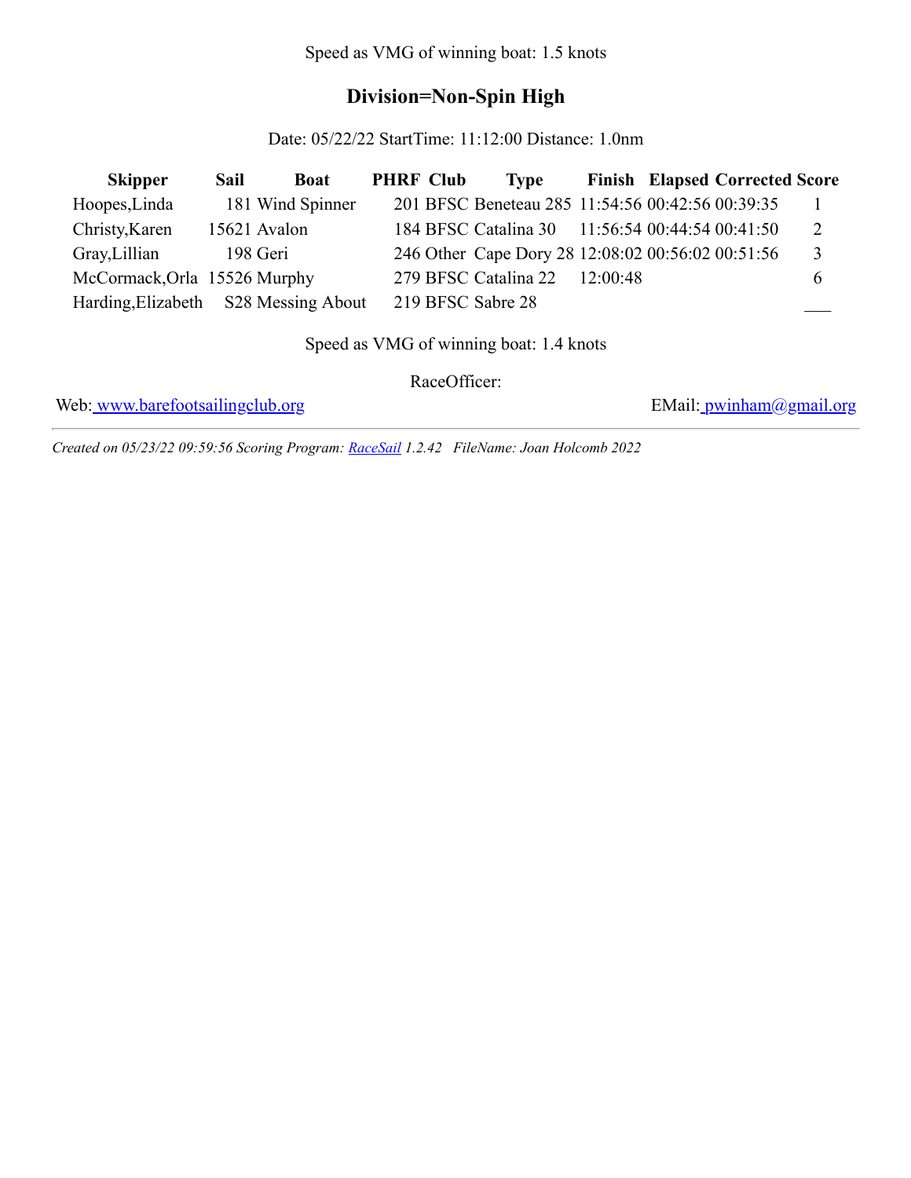Speed as VMG of winning boat: 1.5 knots

## Division=Non-Spin High

Date: 05/22/22 StartTime: 11:12:00 Distance: 1.0nm

| Skipper | Sail | Boat | PHRF | Club | Type | Finish | Elapsed | Corrected | Score |
|---|---|---|---|---|---|---|---|---|---|
| Hoopes,Linda | 181 | Wind Spinner | 201 | BFSC | Beneteau 285 | 11:54:56 | 00:42:56 | 00:39:35 | 1 |
| Christy,Karen | 15621 | Avalon | 184 | BFSC | Catalina 30 | 11:56:54 | 00:44:54 | 00:41:50 | 2 |
| Gray,Lillian | 198 | Geri | 246 | Other | Cape Dory 28 | 12:08:02 | 00:56:02 | 00:51:56 | 3 |
| McCormack,Orla | 15526 | Murphy | 279 | BFSC | Catalina 22 | 12:00:48 | | | 6 |
| Harding,Elizabeth | S28 | Messing About | 219 | BFSC | Sabre 28 | | | | ___ |

Speed as VMG of winning boat: 1.4 knots

RaceOfficer:

Web: www.barefootsailingclub.org

EMail: pwinham@gmail.org

---

*Created on 05/23/22 09:59:56 Scoring Program: RaceSail 1.2.42 FileName: Joan Holcomb 2022*